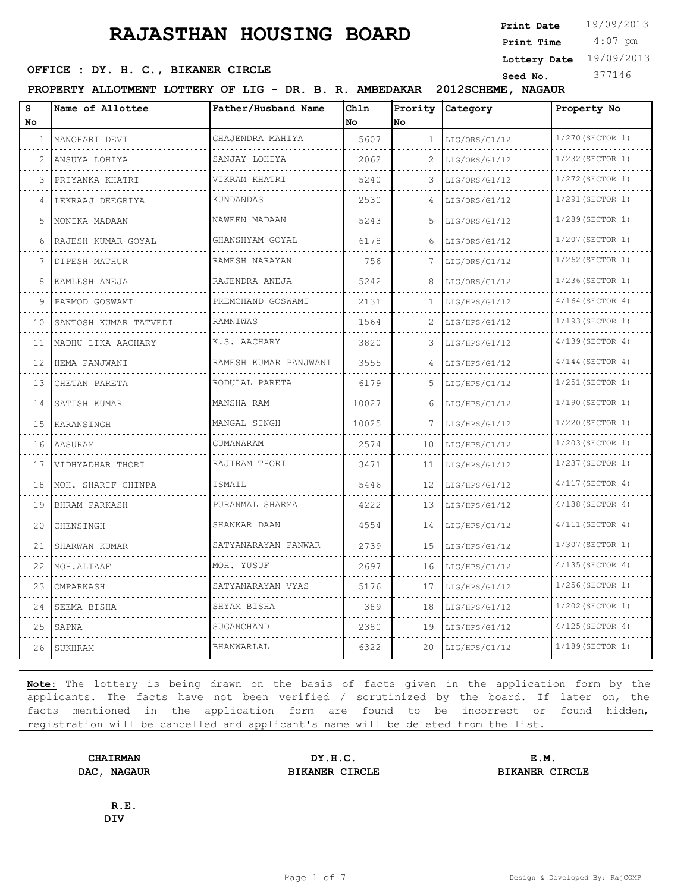# RAJASTHAN HOUSING BOARD

**Print Date** 19/09/2013
**Print Time** 4:07 pm
**Lottery Date** 19/09/2013
**Seed No.** 377146

**OFFICE : DY. H. C., BIKANER CIRCLE**

**PROPERTY ALLOTMENT LOTTERY OF LIG - DR. B. R. AMBEDAKAR 2012SCHEME, NAGAUR**

| S No | Name of Allottee | Father/Husband Name | Chln No | Prority No | Category | Property No |
|---|---|---|---|---|---|---|
| 1 | MANOHARI DEVI | GHAJENDRA MAHIYA | 5607 | 1 | LIG/ORS/G1/12 | 1/270(SECTOR 1) |
| 2 | ANSUYA LOHIYA | SANJAY LOHIYA | 2062 | 2 | LIG/ORS/G1/12 | 1/232(SECTOR 1) |
| 3 | PRIYANKA KHATRI | VIKRAM KHATRI | 5240 | 3 | LIG/ORS/G1/12 | 1/272(SECTOR 1) |
| 4 | LEKRAAJ DEEGRIYA | KUNDANDAS | 2530 | 4 | LIG/ORS/G1/12 | 1/291(SECTOR 1) |
| 5 | MONIKA MADAAN | NAWEEN MADAAN | 5243 | 5 | LIG/ORS/G1/12 | 1/289(SECTOR 1) |
| 6 | RAJESH KUMAR GOYAL | GHANSHYAM GOYAL | 6178 | 6 | LIG/ORS/G1/12 | 1/207(SECTOR 1) |
| 7 | DIPESH MATHUR | RAMESH NARAYAN | 756 | 7 | LIG/ORS/G1/12 | 1/262(SECTOR 1) |
| 8 | KAMLESH ANEJA | RAJENDRA ANEJA | 5242 | 8 | LIG/ORS/G1/12 | 1/236(SECTOR 1) |
| 9 | PARMOD GOSWAMI | PREMCHAND GOSWAMI | 2131 | 1 | LIG/HPS/G1/12 | 4/164(SECTOR 4) |
| 10 | SANTOSH KUMAR TATVEDI | RAMNIWAS | 1564 | 2 | LIG/HPS/G1/12 | 1/193(SECTOR 1) |
| 11 | MADHU LIKA AACHARY | K.S. AACHARY | 3820 | 3 | LIG/HPS/G1/12 | 4/139(SECTOR 4) |
| 12 | HEMA PANJWANI | RAMESH KUMAR PANJWANI | 3555 | 4 | LIG/HPS/G1/12 | 4/144(SECTOR 4) |
| 13 | CHETAN PARETA | RODULAL PARETA | 6179 | 5 | LIG/HPS/G1/12 | 1/251(SECTOR 1) |
| 14 | SATISH KUMAR | MANSHA RAM | 10027 | 6 | LIG/HPS/G1/12 | 1/190(SECTOR 1) |
| 15 | KARANSINGH | MANGAL SINGH | 10025 | 7 | LIG/HPS/G1/12 | 1/220(SECTOR 1) |
| 16 | AASURAM | GUMANARAM | 2574 | 10 | LIG/HPS/G1/12 | 1/203(SECTOR 1) |
| 17 | VIDHYADHAR THORI | RAJIRAM THORI | 3471 | 11 | LIG/HPS/G1/12 | 1/237(SECTOR 1) |
| 18 | MOH. SHARIF CHINPA | ISMAIL | 5446 | 12 | LIG/HPS/G1/12 | 4/117(SECTOR 4) |
| 19 | BHRAM PARKASH | PURANMAL SHARMA | 4222 | 13 | LIG/HPS/G1/12 | 4/138(SECTOR 4) |
| 20 | CHENSINGH | SHANKAR DAAN | 4554 | 14 | LIG/HPS/G1/12 | 4/111(SECTOR 4) |
| 21 | SHARWAN KUMAR | SATYANARAYAN PANWAR | 2739 | 15 | LIG/HPS/G1/12 | 1/307(SECTOR 1) |
| 22 | MOH.ALTAAF | MOH. YUSUF | 2697 | 16 | LIG/HPS/G1/12 | 4/135(SECTOR 4) |
| 23 | OMPARKASH | SATYANARAYAN VYAS | 5176 | 17 | LIG/HPS/G1/12 | 1/256(SECTOR 1) |
| 24 | SEEMA BISHA | SHYAM BISHA | 389 | 18 | LIG/HPS/G1/12 | 1/202(SECTOR 1) |
| 25 | SAPNA | SUGANCHAND | 2380 | 19 | LIG/HPS/G1/12 | 4/125(SECTOR 4) |
| 26 | SUKHRAM | BHANWARLAL | 6322 | 20 | LIG/HPS/G1/12 | 1/189(SECTOR 1) |

**Note:** The lottery is being drawn on the basis of facts given in the application form by the applicants. The facts have not been verified / scrutinized by the board. If later on, the facts mentioned in the application form are found to be incorrect or found hidden, registration will be cancelled and applicant's name will be deleted from the list.

**CHAIRMAN**
**DAC, NAGAUR**

**DY.H.C.**
**BIKANER CIRCLE**

**E.M.**
**BIKANER CIRCLE**

**R.E.**
**DIV**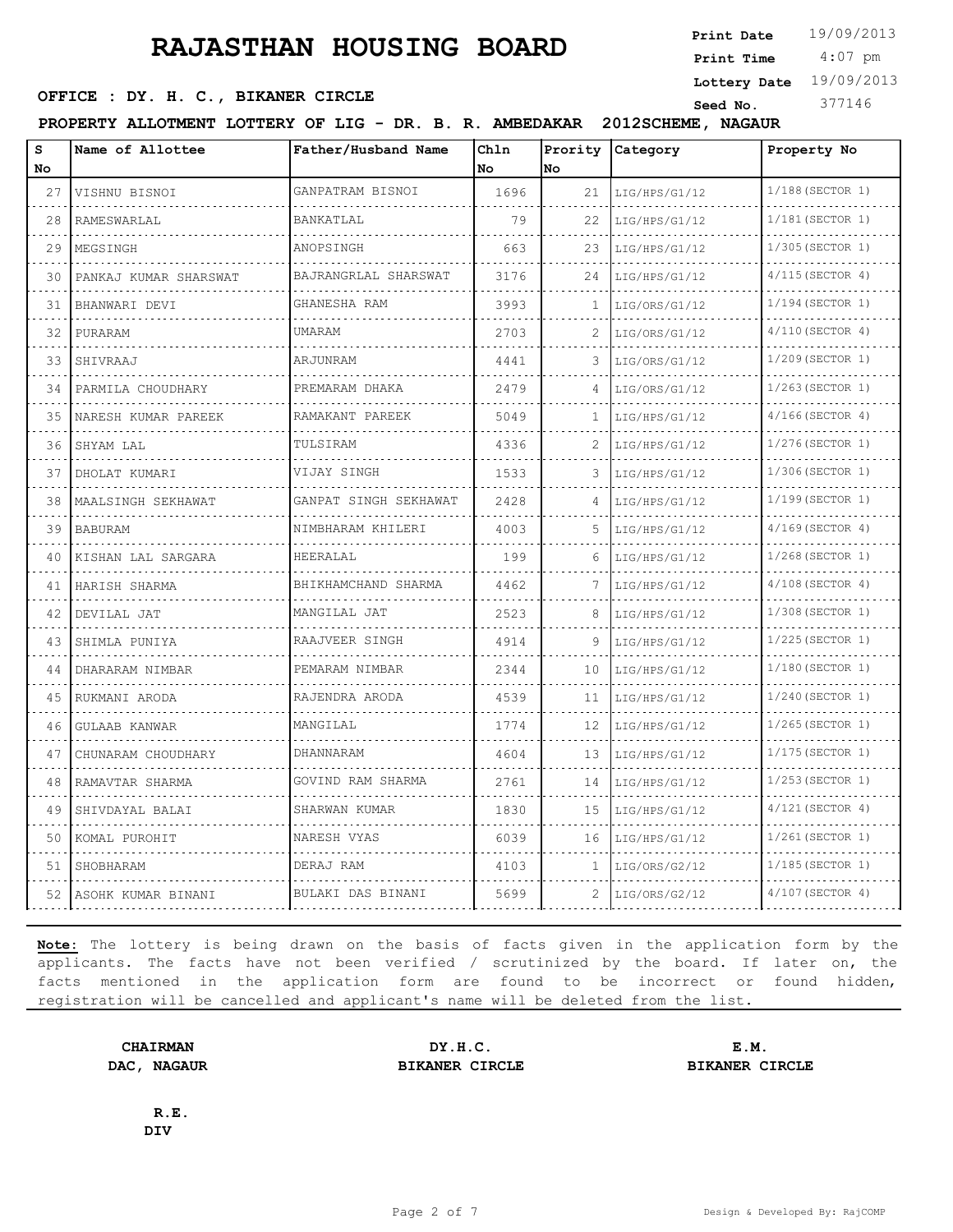# RAJASTHAN HOUSING BOARD

**Print Date** 19/09/2013
**Print Time** 4:07 pm
**Lottery Date** 19/09/2013
**Seed No.** 377146

**OFFICE : DY. H. C., BIKANER CIRCLE**

**PROPERTY ALLOTMENT LOTTERY OF LIG - DR. B. R. AMBEDAKAR 2012SCHEME, NAGAUR**

| S No | Name of Allottee | Father/Husband Name | Chln No | Prority No | Category | Property No |
|---|---|---|---|---|---|---|
| 27 | VISHNU BISNOI | GANPATRAM BISNOI | 1696 | 21 | LIG/HPS/G1/12 | 1/188(SECTOR 1) |
| 28 | RAMESWARLAL | BANKATLAL | 79 | 22 | LIG/HPS/G1/12 | 1/181(SECTOR 1) |
| 29 | MEGSINGH | ANOPSINGH | 663 | 23 | LIG/HPS/G1/12 | 1/305(SECTOR 1) |
| 30 | PANKAJ KUMAR SHARSWAT | BAJRANGRLAL SHARSWAT | 3176 | 24 | LIG/HPS/G1/12 | 4/115(SECTOR 4) |
| 31 | BHANWARI DEVI | GHANESHA RAM | 3993 | 1 | LIG/ORS/G1/12 | 1/194(SECTOR 1) |
| 32 | PURARAM | UMARAM | 2703 | 2 | LIG/ORS/G1/12 | 4/110(SECTOR 4) |
| 33 | SHIVRAAJ | ARJUNRAM | 4441 | 3 | LIG/ORS/G1/12 | 1/209(SECTOR 1) |
| 34 | PARMILA CHOUDHARY | PREMARAM DHAKA | 2479 | 4 | LIG/ORS/G1/12 | 1/263(SECTOR 1) |
| 35 | NARESH KUMAR PAREEK | RAMAKANT PAREEK | 5049 | 1 | LIG/HPS/G1/12 | 4/166(SECTOR 4) |
| 36 | SHYAM LAL | TULSIRAM | 4336 | 2 | LIG/HPS/G1/12 | 1/276(SECTOR 1) |
| 37 | DHOLAT KUMARI | VIJAY SINGH | 1533 | 3 | LIG/HPS/G1/12 | 1/306(SECTOR 1) |
| 38 | MAALSINGH SEKHAWAT | GANPAT SINGH SEKHAWAT | 2428 | 4 | LIG/HPS/G1/12 | 1/199(SECTOR 1) |
| 39 | BABURAM | NIMBHARAM KHILERI | 4003 | 5 | LIG/HPS/G1/12 | 4/169(SECTOR 4) |
| 40 | KISHAN LAL SARGARA | HEERALAL | 199 | 6 | LIG/HPS/G1/12 | 1/268(SECTOR 1) |
| 41 | HARISH SHARMA | BHIKHAMCHAND SHARMA | 4462 | 7 | LIG/HPS/G1/12 | 4/108(SECTOR 4) |
| 42 | DEVILAL JAT | MANGILAL JAT | 2523 | 8 | LIG/HPS/G1/12 | 1/308(SECTOR 1) |
| 43 | SHIMLA PUNIYA | RAAJVEER SINGH | 4914 | 9 | LIG/HPS/G1/12 | 1/225(SECTOR 1) |
| 44 | DHARARAM NIMBAR | PEMARAM NIMBAR | 2344 | 10 | LIG/HPS/G1/12 | 1/180(SECTOR 1) |
| 45 | RUKMANI ARODA | RAJENDRA ARODA | 4539 | 11 | LIG/HPS/G1/12 | 1/240(SECTOR 1) |
| 46 | GULAAB KANWAR | MANGILAL | 1774 | 12 | LIG/HPS/G1/12 | 1/265(SECTOR 1) |
| 47 | CHUNARAM CHOUDHARY | DHANNARAM | 4604 | 13 | LIG/HPS/G1/12 | 1/175(SECTOR 1) |
| 48 | RAMAVTAR SHARMA | GOVIND RAM SHARMA | 2761 | 14 | LIG/HPS/G1/12 | 1/253(SECTOR 1) |
| 49 | SHIVDAYAL BALAI | SHARWAN KUMAR | 1830 | 15 | LIG/HPS/G1/12 | 4/121(SECTOR 4) |
| 50 | KOMAL PUROHIT | NARESH VYAS | 6039 | 16 | LIG/HPS/G1/12 | 1/261(SECTOR 1) |
| 51 | SHOBHARAM | DERAJ RAM | 4103 | 1 | LIG/ORS/G2/12 | 1/185(SECTOR 1) |
| 52 | ASOHK KUMAR BINANI | BULAKI DAS BINANI | 5699 | 2 | LIG/ORS/G2/12 | 4/107(SECTOR 4) |

**Note:** The lottery is being drawn on the basis of facts given in the application form by the applicants. The facts have not been verified / scrutinized by the board. If later on, the facts mentioned in the application form are found to be incorrect or found hidden, registration will be cancelled and applicant's name will be deleted from the list.

**CHAIRMAN**
**DAC, NAGAUR**

**DY.H.C.**
**BIKANER CIRCLE**

**E.M.**
**BIKANER CIRCLE**

**R.E.**
**DIV**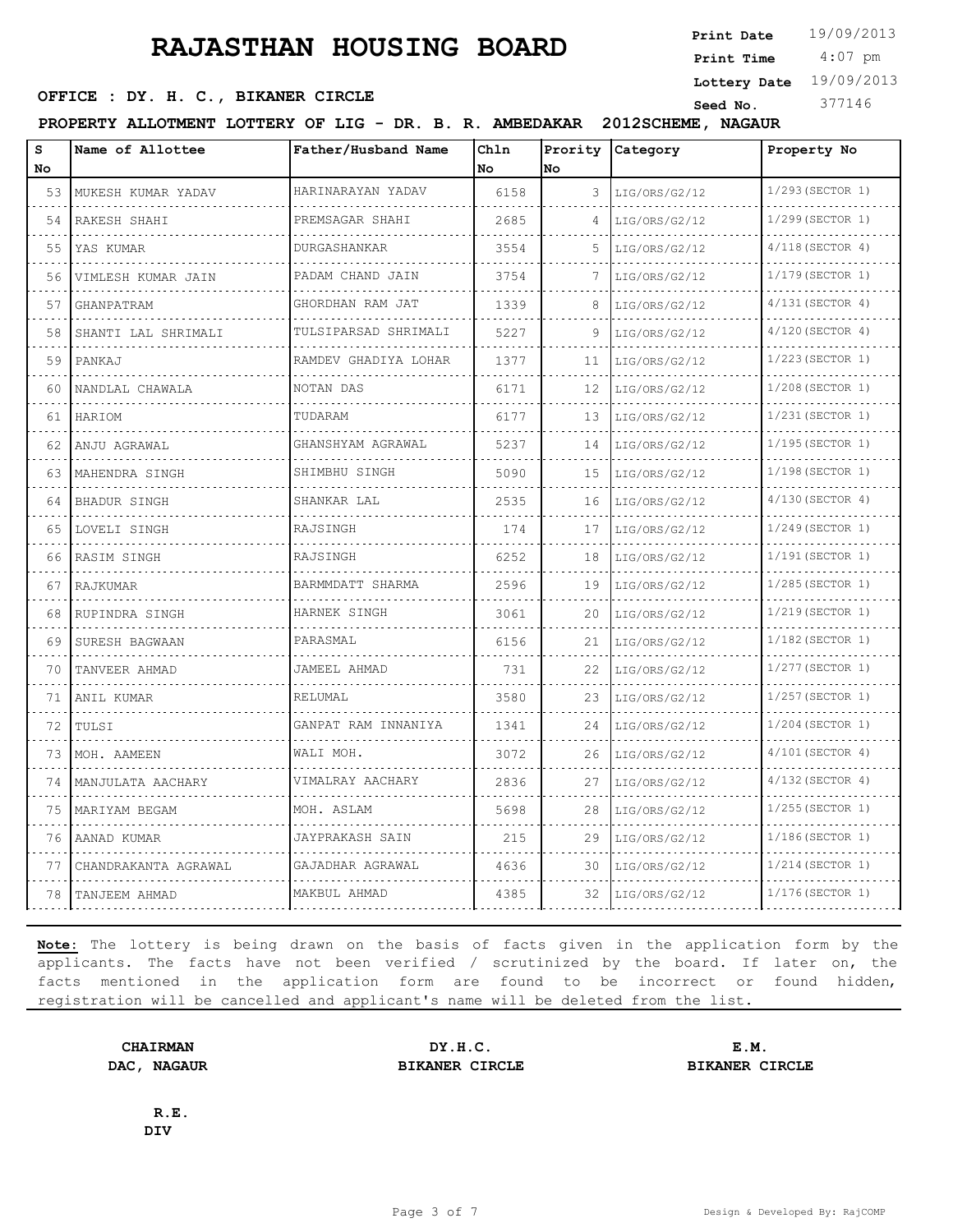# RAJASTHAN HOUSING BOARD

**Print Date** 19/09/2013
**Print Time** 4:07 pm
**Lottery Date** 19/09/2013
**Seed No.** 377146

**OFFICE : DY. H. C., BIKANER CIRCLE**

**PROPERTY ALLOTMENT LOTTERY OF LIG - DR. B. R. AMBEDAKAR 2012SCHEME, NAGAUR**

| S No | Name of Allottee | Father/Husband Name | Chln No | Prority No | Category | Property No |
|---|---|---|---|---|---|---|
| 53 | MUKESH KUMAR YADAV | HARINARAYAN YADAV | 6158 | 3 | LIG/ORS/G2/12 | 1/293(SECTOR 1) |
| 54 | RAKESH SHAHI | PREMSAGAR SHAHI | 2685 | 4 | LIG/ORS/G2/12 | 1/299(SECTOR 1) |
| 55 | YAS KUMAR | DURGASHANKAR | 3554 | 5 | LIG/ORS/G2/12 | 4/118(SECTOR 4) |
| 56 | VIMLESH KUMAR JAIN | PADAM CHAND JAIN | 3754 | 7 | LIG/ORS/G2/12 | 1/179(SECTOR 1) |
| 57 | GHANPATRAM | GHORDHAN RAM JAT | 1339 | 8 | LIG/ORS/G2/12 | 4/131(SECTOR 4) |
| 58 | SHANTI LAL SHRIMALI | TULSIPARSAD SHRIMALI | 5227 | 9 | LIG/ORS/G2/12 | 4/120(SECTOR 4) |
| 59 | PANKAJ | RAMDEV GHADIYA LOHAR | 1377 | 11 | LIG/ORS/G2/12 | 1/223(SECTOR 1) |
| 60 | NANDLAL CHAWALA | NOTAN DAS | 6171 | 12 | LIG/ORS/G2/12 | 1/208(SECTOR 1) |
| 61 | HARIOM | TUDARAM | 6177 | 13 | LIG/ORS/G2/12 | 1/231(SECTOR 1) |
| 62 | ANJU AGRAWAL | GHANSHYAM AGRAWAL | 5237 | 14 | LIG/ORS/G2/12 | 1/195(SECTOR 1) |
| 63 | MAHENDRA SINGH | SHIMBHU SINGH | 5090 | 15 | LIG/ORS/G2/12 | 1/198(SECTOR 1) |
| 64 | BHADUR SINGH | SHANKAR LAL | 2535 | 16 | LIG/ORS/G2/12 | 4/130(SECTOR 4) |
| 65 | LOVELI SINGH | RAJSINGH | 174 | 17 | LIG/ORS/G2/12 | 1/249(SECTOR 1) |
| 66 | RASIM SINGH | RAJSINGH | 6252 | 18 | LIG/ORS/G2/12 | 1/191(SECTOR 1) |
| 67 | RAJKUMAR | BARMMDATT SHARMA | 2596 | 19 | LIG/ORS/G2/12 | 1/285(SECTOR 1) |
| 68 | RUPINDRA SINGH | HARNEK SINGH | 3061 | 20 | LIG/ORS/G2/12 | 1/219(SECTOR 1) |
| 69 | SURESH BAGWAAN | PARASMAL | 6156 | 21 | LIG/ORS/G2/12 | 1/182(SECTOR 1) |
| 70 | TANVEER AHMAD | JAMEEL AHMAD | 731 | 22 | LIG/ORS/G2/12 | 1/277(SECTOR 1) |
| 71 | ANIL KUMAR | RELUMAL | 3580 | 23 | LIG/ORS/G2/12 | 1/257(SECTOR 1) |
| 72 | TULSI | GANPAT RAM INNANIYA | 1341 | 24 | LIG/ORS/G2/12 | 1/204(SECTOR 1) |
| 73 | MOH. AAMEEN | WALI MOH. | 3072 | 26 | LIG/ORS/G2/12 | 4/101(SECTOR 4) |
| 74 | MANJULATA AACHARY | VIMALRAY AACHARY | 2836 | 27 | LIG/ORS/G2/12 | 4/132(SECTOR 4) |
| 75 | MARIYAM BEGAM | MOH. ASLAM | 5698 | 28 | LIG/ORS/G2/12 | 1/255(SECTOR 1) |
| 76 | AANAD KUMAR | JAYPRAKASH SAIN | 215 | 29 | LIG/ORS/G2/12 | 1/186(SECTOR 1) |
| 77 | CHANDRAKANTA AGRAWAL | GAJADHAR AGRAWAL | 4636 | 30 | LIG/ORS/G2/12 | 1/214(SECTOR 1) |
| 78 | TANJEEM AHMAD | MAKBUL AHMAD | 4385 | 32 | LIG/ORS/G2/12 | 1/176(SECTOR 1) |

**Note:** The lottery is being drawn on the basis of facts given in the application form by the applicants. The facts have not been verified / scrutinized by the board. If later on, the facts mentioned in the application form are found to be incorrect or found hidden, registration will be cancelled and applicant's name will be deleted from the list.

**CHAIRMAN**
**DAC, NAGAUR**

**DY.H.C.**
**BIKANER CIRCLE**

**E.M.**
**BIKANER CIRCLE**

**R.E.**
**DIV**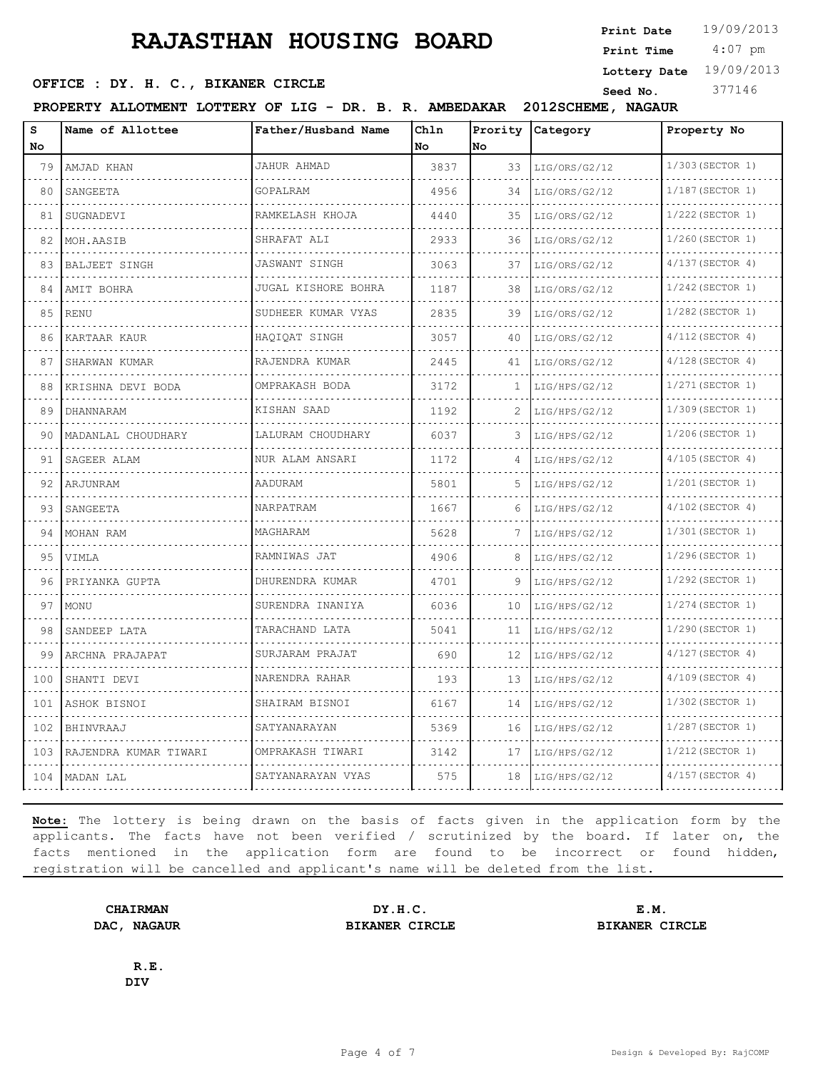# RAJASTHAN HOUSING BOARD

**OFFICE : DY. H. C., BIKANER CIRCLE**

Print Date 19/09/2013
Print Time 4:07 pm
Lottery Date 19/09/2013
Seed No. 377146

**PROPERTY ALLOTMENT LOTTERY OF LIG - DR. B. R. AMBEDAKAR 2012SCHEME, NAGAUR**

| S No | Name of Allottee | Father/Husband Name | Chln No | Prority No | Category | Property No |
|---|---|---|---|---|---|---|
| 79 | AMJAD KHAN | JAHUR AHMAD | 3837 | 33 | LIG/ORS/G2/12 | 1/303(SECTOR 1) |
| 80 | SANGEETA | GOPALRAM | 4956 | 34 | LIG/ORS/G2/12 | 1/187(SECTOR 1) |
| 81 | SUGNADEVI | RAMKELASH KHOJA | 4440 | 35 | LIG/ORS/G2/12 | 1/222(SECTOR 1) |
| 82 | MOH.AASIB | SHRAFAT ALI | 2933 | 36 | LIG/ORS/G2/12 | 1/260(SECTOR 1) |
| 83 | BALJEET SINGH | JASWANT SINGH | 3063 | 37 | LIG/ORS/G2/12 | 4/137(SECTOR 4) |
| 84 | AMIT BOHRA | JUGAL KISHORE BOHRA | 1187 | 38 | LIG/ORS/G2/12 | 1/242(SECTOR 1) |
| 85 | RENU | SUDHEER KUMAR VYAS | 2835 | 39 | LIG/ORS/G2/12 | 1/282(SECTOR 1) |
| 86 | KARTAAR KAUR | HAQIQAT SINGH | 3057 | 40 | LIG/ORS/G2/12 | 4/112(SECTOR 4) |
| 87 | SHARWAN KUMAR | RAJENDRA KUMAR | 2445 | 41 | LIG/ORS/G2/12 | 4/128(SECTOR 4) |
| 88 | KRISHNA DEVI BODA | OMPRAKASH BODA | 3172 | 1 | LIG/HPS/G2/12 | 1/271(SECTOR 1) |
| 89 | DHANNARAM | KISHAN SAAD | 1192 | 2 | LIG/HPS/G2/12 | 1/309(SECTOR 1) |
| 90 | MADANLAL CHOUDHARY | LALURAM CHOUDHARY | 6037 | 3 | LIG/HPS/G2/12 | 1/206(SECTOR 1) |
| 91 | SAGEER ALAM | NUR ALAM ANSARI | 1172 | 4 | LIG/HPS/G2/12 | 4/105(SECTOR 4) |
| 92 | ARJUNRAM | AADURAM | 5801 | 5 | LIG/HPS/G2/12 | 1/201(SECTOR 1) |
| 93 | SANGEETA | NARPATRAM | 1667 | 6 | LIG/HPS/G2/12 | 4/102(SECTOR 4) |
| 94 | MOHAN RAM | MAGHARAM | 5628 | 7 | LIG/HPS/G2/12 | 1/301(SECTOR 1) |
| 95 | VIMLA | RAMNIWAS JAT | 4906 | 8 | LIG/HPS/G2/12 | 1/296(SECTOR 1) |
| 96 | PRIYANKA GUPTA | DHURENDRA KUMAR | 4701 | 9 | LIG/HPS/G2/12 | 1/292(SECTOR 1) |
| 97 | MONU | SURENDRA INANIYA | 6036 | 10 | LIG/HPS/G2/12 | 1/274(SECTOR 1) |
| 98 | SANDEEP LATA | TARACHAND LATA | 5041 | 11 | LIG/HPS/G2/12 | 1/290(SECTOR 1) |
| 99 | ARCHNA PRAJAPAT | SURJARAM PRAJAT | 690 | 12 | LIG/HPS/G2/12 | 4/127(SECTOR 4) |
| 100 | SHANTI DEVI | NARENDRA RAHAR | 193 | 13 | LIG/HPS/G2/12 | 4/109(SECTOR 4) |
| 101 | ASHOK BISNOI | SHAIRAM BISNOI | 6167 | 14 | LIG/HPS/G2/12 | 1/302(SECTOR 1) |
| 102 | BHINVRAAJ | SATYANARAYAN | 5369 | 16 | LIG/HPS/G2/12 | 1/287(SECTOR 1) |
| 103 | RAJENDRA KUMAR TIWARI | OMPRAKASH TIWARI | 3142 | 17 | LIG/HPS/G2/12 | 1/212(SECTOR 1) |
| 104 | MADAN LAL | SATYANARAYAN VYAS | 575 | 18 | LIG/HPS/G2/12 | 4/157(SECTOR 4) |

**Note:** The lottery is being drawn on the basis of facts given in the application form by the applicants. The facts have not been verified / scrutinized by the board. If later on, the facts mentioned in the application form are found to be incorrect or found hidden, registration will be cancelled and applicant's name will be deleted from the list.

**CHAIRMAN**
**DAC, NAGAUR**

**DY.H.C.**
**BIKANER CIRCLE**

**E.M.**
**BIKANER CIRCLE**

**R.E.**
**DIV**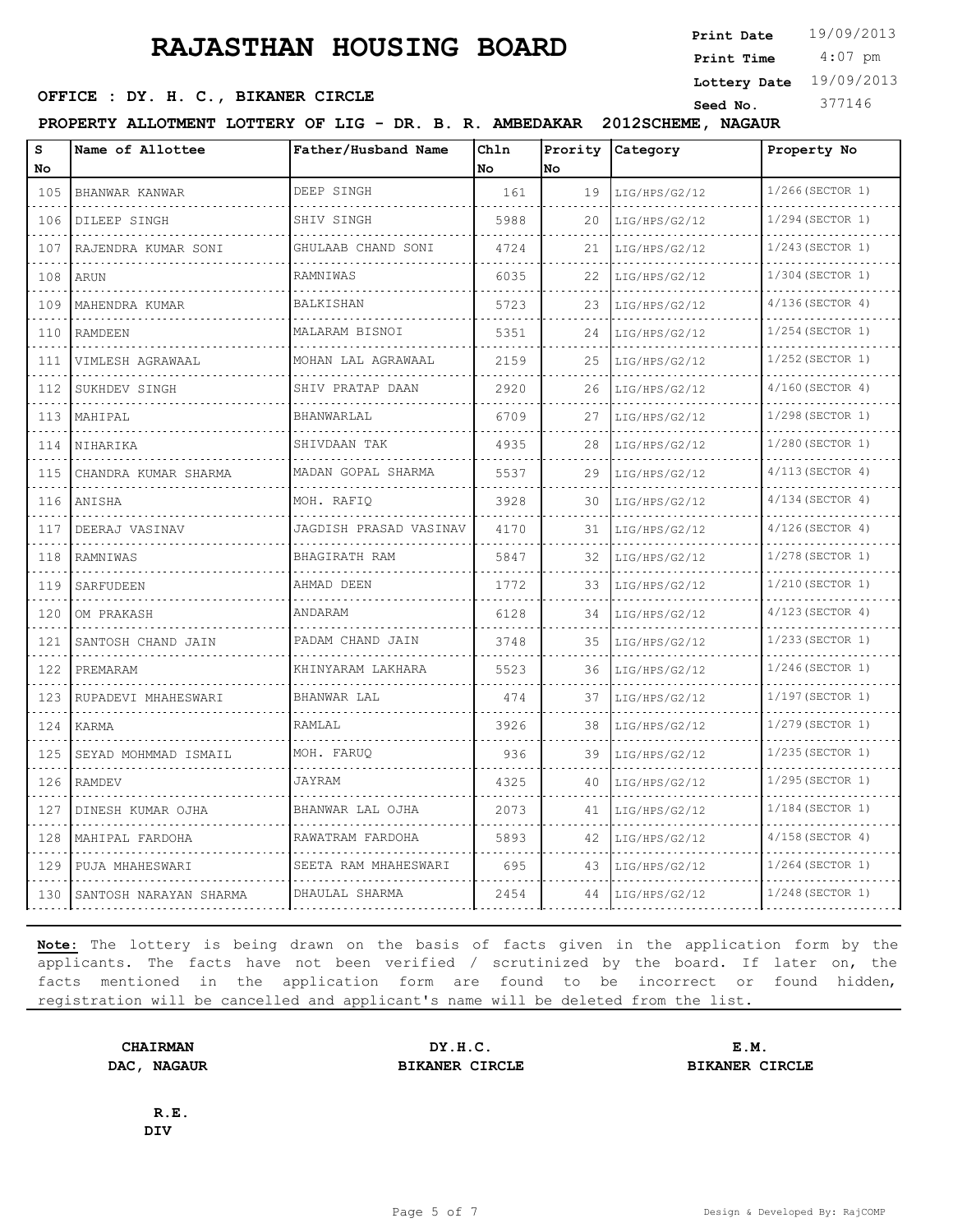# RAJASTHAN HOUSING BOARD

**Print Date** 19/09/2013
**Print Time** 4:07 pm
**Lottery Date** 19/09/2013
**Seed No.** 377146

**OFFICE : DY. H. C., BIKANER CIRCLE**

**PROPERTY ALLOTMENT LOTTERY OF LIG - DR. B. R. AMBEDAKAR 2012SCHEME, NAGAUR**

| S No | Name of Allottee | Father/Husband Name | Chln No | Prority No | Category | Property No |
|---|---|---|---|---|---|---|
| 105 | BHANWAR KANWAR | DEEP SINGH | 161 | 19 | LIG/HPS/G2/12 | 1/266(SECTOR 1) |
| 106 | DILEEP SINGH | SHIV SINGH | 5988 | 20 | LIG/HPS/G2/12 | 1/294(SECTOR 1) |
| 107 | RAJENDRA KUMAR SONI | GHULAAB CHAND SONI | 4724 | 21 | LIG/HPS/G2/12 | 1/243(SECTOR 1) |
| 108 | ARUN | RAMNIWAS | 6035 | 22 | LIG/HPS/G2/12 | 1/304(SECTOR 1) |
| 109 | MAHENDRA KUMAR | BALKISHAN | 5723 | 23 | LIG/HPS/G2/12 | 4/136(SECTOR 4) |
| 110 | RAMDEEN | MALARAM BISNOI | 5351 | 24 | LIG/HPS/G2/12 | 1/254(SECTOR 1) |
| 111 | VIMLESH AGRAWAAL | MOHAN LAL AGRAWAAL | 2159 | 25 | LIG/HPS/G2/12 | 1/252(SECTOR 1) |
| 112 | SUKHDEV SINGH | SHIV PRATAP DAAN | 2920 | 26 | LIG/HPS/G2/12 | 4/160(SECTOR 4) |
| 113 | MAHIPAL | BHANWARLAL | 6709 | 27 | LIG/HPS/G2/12 | 1/298(SECTOR 1) |
| 114 | NIHARIKA | SHIVDAAN TAK | 4935 | 28 | LIG/HPS/G2/12 | 1/280(SECTOR 1) |
| 115 | CHANDRA KUMAR SHARMA | MADAN GOPAL SHARMA | 5537 | 29 | LIG/HPS/G2/12 | 4/113(SECTOR 4) |
| 116 | ANISHA | MOH. RAFIQ | 3928 | 30 | LIG/HPS/G2/12 | 4/134(SECTOR 4) |
| 117 | DEERAJ VASINAV | JAGDISH PRASAD VASINAV | 4170 | 31 | LIG/HPS/G2/12 | 4/126(SECTOR 4) |
| 118 | RAMNIWAS | BHAGIRATH RAM | 5847 | 32 | LIG/HPS/G2/12 | 1/278(SECTOR 1) |
| 119 | SARFUDEEN | AHMAD DEEN | 1772 | 33 | LIG/HPS/G2/12 | 1/210(SECTOR 1) |
| 120 | OM PRAKASH | ANDARAM | 6128 | 34 | LIG/HPS/G2/12 | 4/123(SECTOR 4) |
| 121 | SANTOSH CHAND JAIN | PADAM CHAND JAIN | 3748 | 35 | LIG/HPS/G2/12 | 1/233(SECTOR 1) |
| 122 | PREMARAM | KHINYARAM LAKHARA | 5523 | 36 | LIG/HPS/G2/12 | 1/246(SECTOR 1) |
| 123 | RUPADEVI MHAHESWARI | BHANWAR LAL | 474 | 37 | LIG/HPS/G2/12 | 1/197(SECTOR 1) |
| 124 | KARMA | RAMLAL | 3926 | 38 | LIG/HPS/G2/12 | 1/279(SECTOR 1) |
| 125 | SEYAD MOHMMAD ISMAIL | MOH. FARUQ | 936 | 39 | LIG/HPS/G2/12 | 1/235(SECTOR 1) |
| 126 | RAMDEV | JAYRAM | 4325 | 40 | LIG/HPS/G2/12 | 1/295(SECTOR 1) |
| 127 | DINESH KUMAR OJHA | BHANWAR LAL OJHA | 2073 | 41 | LIG/HPS/G2/12 | 1/184(SECTOR 1) |
| 128 | MAHIPAL FARDOHA | RAWATRAM FARDOHA | 5893 | 42 | LIG/HPS/G2/12 | 4/158(SECTOR 4) |
| 129 | PUJA MHAHESWARI | SEETA RAM MHAHESWARI | 695 | 43 | LIG/HPS/G2/12 | 1/264(SECTOR 1) |
| 130 | SANTOSH NARAYAN SHARMA | DHAULAL SHARMA | 2454 | 44 | LIG/HPS/G2/12 | 1/248(SECTOR 1) |

**Note:** The lottery is being drawn on the basis of facts given in the application form by the applicants. The facts have not been verified / scrutinized by the board. If later on, the facts mentioned in the application form are found to be incorrect or found hidden, registration will be cancelled and applicant's name will be deleted from the list.

**CHAIRMAN**
**DAC, NAGAUR**

**DY.H.C.**
**BIKANER CIRCLE**

**E.M.**
**BIKANER CIRCLE**

**R.E.**
**DIV**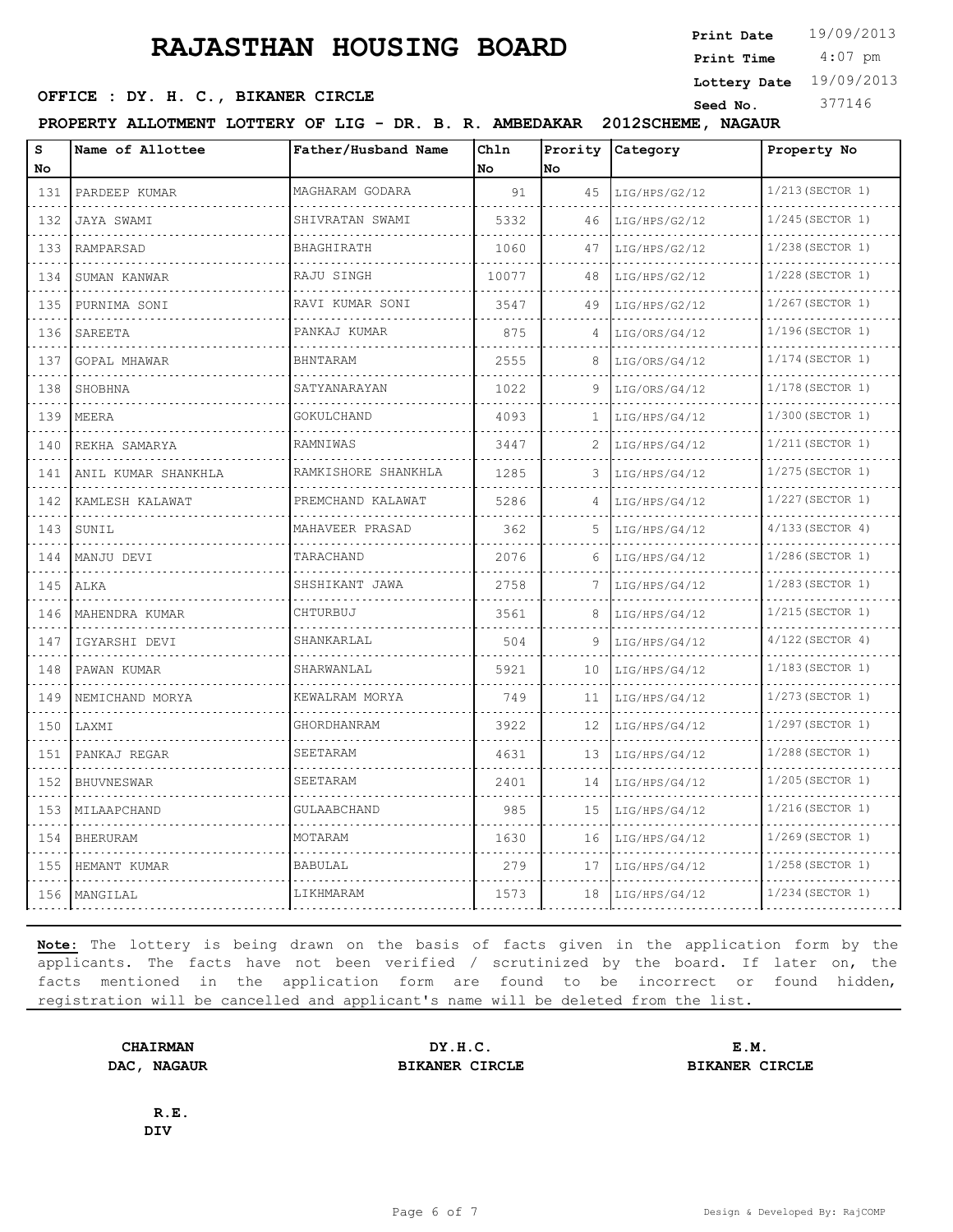# RAJASTHAN HOUSING BOARD

**Print Date** 19/09/2013
**Print Time** 4:07 pm
**Lottery Date** 19/09/2013
**Seed No.** 377146

**OFFICE : DY. H. C., BIKANER CIRCLE**

**PROPERTY ALLOTMENT LOTTERY OF LIG - DR. B. R. AMBEDAKAR 2012SCHEME, NAGAUR**

| S No | Name of Allottee | Father/Husband Name | Chln No | Prority No | Category | Property No |
|---|---|---|---|---|---|---|
| 131 | PARDEEP KUMAR | MAGHARAM GODARA | 91 | 45 | LIG/HPS/G2/12 | 1/213(SECTOR 1) |
| 132 | JAYA SWAMI | SHIVRATAN SWAMI | 5332 | 46 | LIG/HPS/G2/12 | 1/245(SECTOR 1) |
| 133 | RAMPARSAD | BHAGHIRATH | 1060 | 47 | LIG/HPS/G2/12 | 1/238(SECTOR 1) |
| 134 | SUMAN KANWAR | RAJU SINGH | 10077 | 48 | LIG/HPS/G2/12 | 1/228(SECTOR 1) |
| 135 | PURNIMA SONI | RAVI KUMAR SONI | 3547 | 49 | LIG/HPS/G2/12 | 1/267(SECTOR 1) |
| 136 | SAREETA | PANKAJ KUMAR | 875 | 4 | LIG/ORS/G4/12 | 1/196(SECTOR 1) |
| 137 | GOPAL MHAWAR | BHNTARAM | 2555 | 8 | LIG/ORS/G4/12 | 1/174(SECTOR 1) |
| 138 | SHOBHNA | SATYANARAYAN | 1022 | 9 | LIG/ORS/G4/12 | 1/178(SECTOR 1) |
| 139 | MEERA | GOKULCHAND | 4093 | 1 | LIG/HPS/G4/12 | 1/300(SECTOR 1) |
| 140 | REKHA SAMARYA | RAMNIWAS | 3447 | 2 | LIG/HPS/G4/12 | 1/211(SECTOR 1) |
| 141 | ANIL KUMAR SHANKHLA | RAMKISHORE SHANKHLA | 1285 | 3 | LIG/HPS/G4/12 | 1/275(SECTOR 1) |
| 142 | KAMLESH KALAWAT | PREMCHAND KALAWAT | 5286 | 4 | LIG/HPS/G4/12 | 1/227(SECTOR 1) |
| 143 | SUNIL | MAHAVEER PRASAD | 362 | 5 | LIG/HPS/G4/12 | 4/133(SECTOR 4) |
| 144 | MANJU DEVI | TARACHAND | 2076 | 6 | LIG/HPS/G4/12 | 1/286(SECTOR 1) |
| 145 | ALKA | SHSHIKANT JAWA | 2758 | 7 | LIG/HPS/G4/12 | 1/283(SECTOR 1) |
| 146 | MAHENDRA KUMAR | CHTURBUJ | 3561 | 8 | LIG/HPS/G4/12 | 1/215(SECTOR 1) |
| 147 | IGYARSHI DEVI | SHANKARLAL | 504 | 9 | LIG/HPS/G4/12 | 4/122(SECTOR 4) |
| 148 | PAWAN KUMAR | SHARWANLAL | 5921 | 10 | LIG/HPS/G4/12 | 1/183(SECTOR 1) |
| 149 | NEMICHAND MORYA | KEWALRAM MORYA | 749 | 11 | LIG/HPS/G4/12 | 1/273(SECTOR 1) |
| 150 | LAXMI | GHORDHANRAM | 3922 | 12 | LIG/HPS/G4/12 | 1/297(SECTOR 1) |
| 151 | PANKAJ REGAR | SEETARAM | 4631 | 13 | LIG/HPS/G4/12 | 1/288(SECTOR 1) |
| 152 | BHUVNESWAR | SEETARAM | 2401 | 14 | LIG/HPS/G4/12 | 1/205(SECTOR 1) |
| 153 | MILAAPCHAND | GULAABCHAND | 985 | 15 | LIG/HPS/G4/12 | 1/216(SECTOR 1) |
| 154 | BHERURAM | MOTARAM | 1630 | 16 | LIG/HPS/G4/12 | 1/269(SECTOR 1) |
| 155 | HEMANT KUMAR | BABULAL | 279 | 17 | LIG/HPS/G4/12 | 1/258(SECTOR 1) |
| 156 | MANGILAL | LIKHMARAM | 1573 | 18 | LIG/HPS/G4/12 | 1/234(SECTOR 1) |

**Note:** The lottery is being drawn on the basis of facts given in the application form by the applicants. The facts have not been verified / scrutinized by the board. If later on, the facts mentioned in the application form are found to be incorrect or found hidden, registration will be cancelled and applicant's name will be deleted from the list.

**CHAIRMAN**
**DAC, NAGAUR**

**DY.H.C.**
**BIKANER CIRCLE**

**E.M.**
**BIKANER CIRCLE**

**R.E.**
**DIV**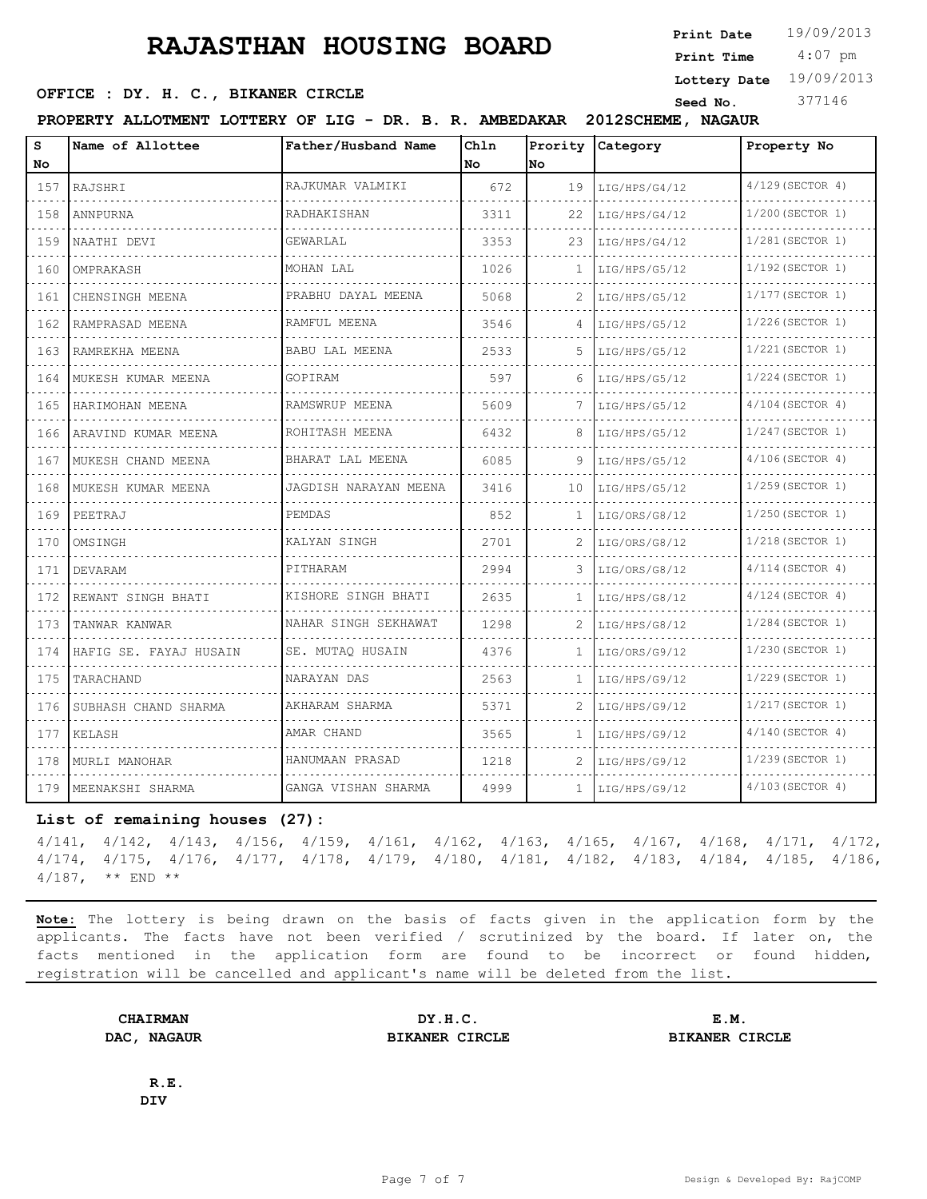# RAJASTHAN HOUSING BOARD

**Print Date** 19/09/2013
**Print Time** 4:07 pm
**Lottery Date** 19/09/2013
**Seed No.** 377146

**OFFICE : DY. H. C., BIKANER CIRCLE**

**PROPERTY ALLOTMENT LOTTERY OF LIG - DR. B. R. AMBEDAKAR 2012SCHEME, NAGAUR**

| S No | Name of Allottee | Father/Husband Name | Chln No | Prority No | Category | Property No |
|---|---|---|---|---|---|---|
| 157 | RAJSHRI | RAJKUMAR VALMIKI | 672 | 19 | LIG/HPS/G4/12 | 4/129(SECTOR 4) |
| 158 | ANNPURNA | RADHAKISHAN | 3311 | 22 | LIG/HPS/G4/12 | 1/200(SECTOR 1) |
| 159 | NAATHI DEVI | GEWARLAL | 3353 | 23 | LIG/HPS/G4/12 | 1/281(SECTOR 1) |
| 160 | OMPRAKASH | MOHAN LAL | 1026 | 1 | LIG/HPS/G5/12 | 1/192(SECTOR 1) |
| 161 | CHENSINGH MEENA | PRABHU DAYAL MEENA | 5068 | 2 | LIG/HPS/G5/12 | 1/177(SECTOR 1) |
| 162 | RAMPRASAD MEENA | RAMFUL MEENA | 3546 | 4 | LIG/HPS/G5/12 | 1/226(SECTOR 1) |
| 163 | RAMREKHA MEENA | BABU LAL MEENA | 2533 | 5 | LIG/HPS/G5/12 | 1/221(SECTOR 1) |
| 164 | MUKESH KUMAR MEENA | GOPIRAM | 597 | 6 | LIG/HPS/G5/12 | 1/224(SECTOR 1) |
| 165 | HARIMOHAN MEENA | RAMSWRUP MEENA | 5609 | 7 | LIG/HPS/G5/12 | 4/104(SECTOR 4) |
| 166 | ARAVIND KUMAR MEENA | ROHITASH MEENA | 6432 | 8 | LIG/HPS/G5/12 | 1/247(SECTOR 1) |
| 167 | MUKESH CHAND MEENA | BHARAT LAL MEENA | 6085 | 9 | LIG/HPS/G5/12 | 4/106(SECTOR 4) |
| 168 | MUKESH KUMAR MEENA | JAGDISH NARAYAN MEENA | 3416 | 10 | LIG/HPS/G5/12 | 1/259(SECTOR 1) |
| 169 | PEETRAJ | PEMDAS | 852 | 1 | LIG/ORS/G8/12 | 1/250(SECTOR 1) |
| 170 | OMSINGH | KALYAN SINGH | 2701 | 2 | LIG/ORS/G8/12 | 1/218(SECTOR 1) |
| 171 | DEVARAM | PITHARAM | 2994 | 3 | LIG/ORS/G8/12 | 4/114(SECTOR 4) |
| 172 | REWANT SINGH BHATI | KISHORE SINGH BHATI | 2635 | 1 | LIG/HPS/G8/12 | 4/124(SECTOR 4) |
| 173 | TANWAR KANWAR | NAHAR SINGH SEKHAWAT | 1298 | 2 | LIG/HPS/G8/12 | 1/284(SECTOR 1) |
| 174 | HAFIG SE. FAYAJ HUSAIN | SE. MUTAQ HUSAIN | 4376 | 1 | LIG/ORS/G9/12 | 1/230(SECTOR 1) |
| 175 | TARACHAND | NARAYAN DAS | 2563 | 1 | LIG/HPS/G9/12 | 1/229(SECTOR 1) |
| 176 | SUBHASH CHAND SHARMA | AKHARAM SHARMA | 5371 | 2 | LIG/HPS/G9/12 | 1/217(SECTOR 1) |
| 177 | KELASH | AMAR CHAND | 3565 | 1 | LIG/HPS/G9/12 | 4/140(SECTOR 4) |
| 178 | MURLI MANOHAR | HANUMAAN PRASAD | 1218 | 2 | LIG/HPS/G9/12 | 1/239(SECTOR 1) |
| 179 | MEENAKSHI SHARMA | GANGA VISHAN SHARMA | 4999 | 1 | LIG/HPS/G9/12 | 4/103(SECTOR 4) |

## List of remaining houses (27):

4/141, 4/142, 4/143, 4/156, 4/159, 4/161, 4/162, 4/163, 4/165, 4/167, 4/168, 4/171, 4/172, 4/174, 4/175, 4/176, 4/177, 4/178, 4/179, 4/180, 4/181, 4/182, 4/183, 4/184, 4/185, 4/186, 4/187, ** END **

**Note:** The lottery is being drawn on the basis of facts given in the application form by the applicants. The facts have not been verified / scrutinized by the board. If later on, the facts mentioned in the application form are found to be incorrect or found hidden, registration will be cancelled and applicant's name will be deleted from the list.

**CHAIRMAN**
**DAC, NAGAUR**

**DY.H.C.**
**BIKANER CIRCLE**

**E.M.**
**BIKANER CIRCLE**

**R.E.**
**DIV**

Design & Developed By: RajCOMP